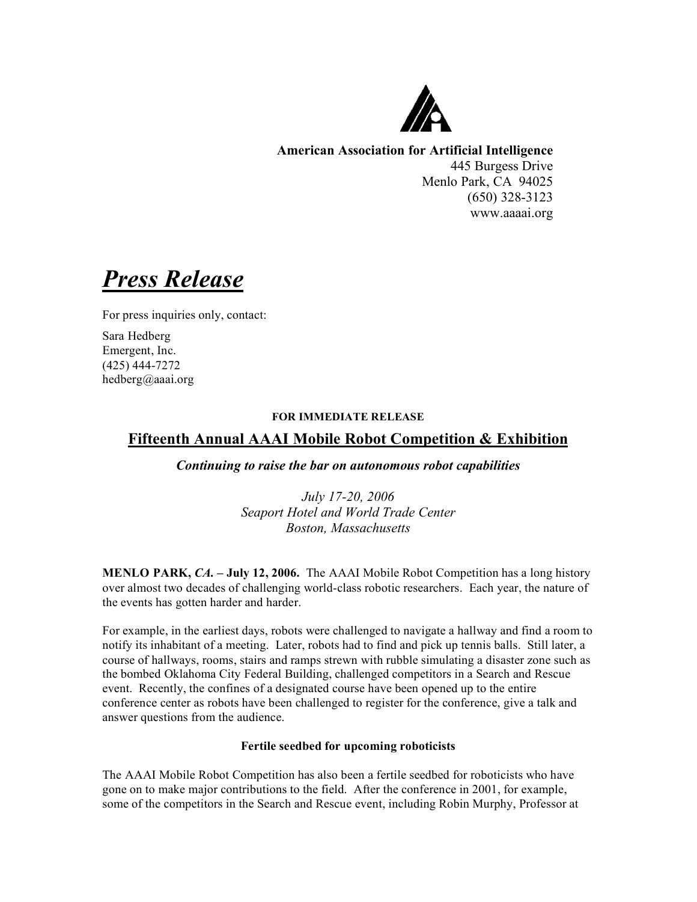**American Association for Artificial Intelligence**
445 Burgess Drive
Menlo Park, CA 94025
(650) 328-3123
www.aaaai.org

# ***Press Release***

For press inquiries only, contact:

Sara Hedberg
Emergent, Inc.
(425) 444-7272
hedberg@aaai.org

**FOR IMMEDIATE RELEASE**

## Fifteenth Annual AAAI Mobile Robot Competition & Exhibition

***Continuing to raise the bar on autonomous robot capabilities***

*July 17-20, 2006*
*Seaport Hotel and World Trade Center*
*Boston, Massachusetts*

**MENLO PARK, *CA*. – July 12, 2006.** The AAAI Mobile Robot Competition has a long history over almost two decades of challenging world-class robotic researchers. Each year, the nature of the events has gotten harder and harder.

For example, in the earliest days, robots were challenged to navigate a hallway and find a room to notify its inhabitant of a meeting. Later, robots had to find and pick up tennis balls. Still later, a course of hallways, rooms, stairs and ramps strewn with rubble simulating a disaster zone such as the bombed Oklahoma City Federal Building, challenged competitors in a Search and Rescue event. Recently, the confines of a designated course have been opened up to the entire conference center as robots have been challenged to register for the conference, give a talk and answer questions from the audience.

### Fertile seedbed for upcoming roboticists

The AAAI Mobile Robot Competition has also been a fertile seedbed for roboticists who have gone on to make major contributions to the field. After the conference in 2001, for example, some of the competitors in the Search and Rescue event, including Robin Murphy, Professor at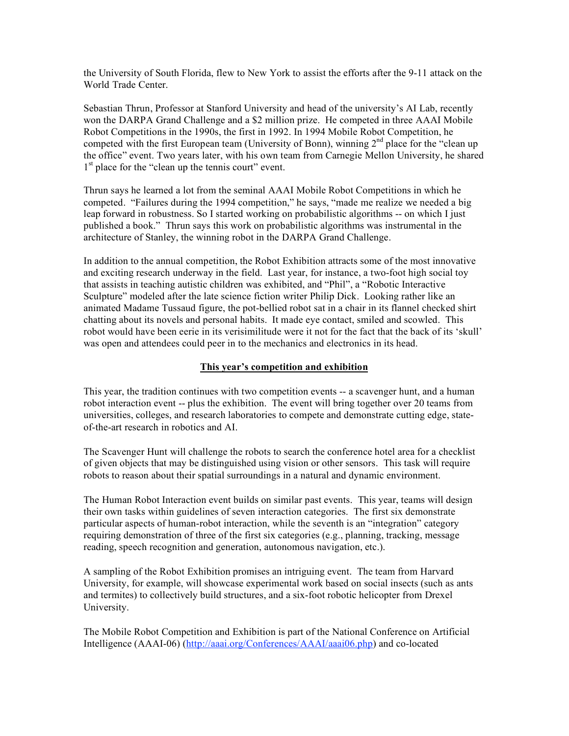the University of South Florida, flew to New York to assist the efforts after the 9-11 attack on the World Trade Center.

Sebastian Thrun, Professor at Stanford University and head of the university's AI Lab, recently won the DARPA Grand Challenge and a $2 million prize. He competed in three AAAI Mobile Robot Competitions in the 1990s, the first in 1992. In 1994 Mobile Robot Competition, he competed with the first European team (University of Bonn), winning 2nd place for the "clean up the office" event. Two years later, with his own team from Carnegie Mellon University, he shared 1st place for the "clean up the tennis court" event.

Thrun says he learned a lot from the seminal AAAI Mobile Robot Competitions in which he competed. "Failures during the 1994 competition," he says, "made me realize we needed a big leap forward in robustness. So I started working on probabilistic algorithms -- on which I just published a book." Thrun says this work on probabilistic algorithms was instrumental in the architecture of Stanley, the winning robot in the DARPA Grand Challenge.

In addition to the annual competition, the Robot Exhibition attracts some of the most innovative and exciting research underway in the field. Last year, for instance, a two-foot high social toy that assists in teaching autistic children was exhibited, and "Phil", a "Robotic Interactive Sculpture" modeled after the late science fiction writer Philip Dick. Looking rather like an animated Madame Tussaud figure, the pot-bellied robot sat in a chair in its flannel checked shirt chatting about its novels and personal habits. It made eye contact, smiled and scowled. This robot would have been eerie in its verisimilitude were it not for the fact that the back of its 'skull' was open and attendees could peer in to the mechanics and electronics in its head.

## **<u>This year's competition and exhibition</u>**

This year, the tradition continues with two competition events -- a scavenger hunt, and a human robot interaction event -- plus the exhibition. The event will bring together over 20 teams from universities, colleges, and research laboratories to compete and demonstrate cutting edge, state-of-the-art research in robotics and AI.

The Scavenger Hunt will challenge the robots to search the conference hotel area for a checklist of given objects that may be distinguished using vision or other sensors. This task will require robots to reason about their spatial surroundings in a natural and dynamic environment.

The Human Robot Interaction event builds on similar past events. This year, teams will design their own tasks within guidelines of seven interaction categories. The first six demonstrate particular aspects of human-robot interaction, while the seventh is an "integration" category requiring demonstration of three of the first six categories (e.g., planning, tracking, message reading, speech recognition and generation, autonomous navigation, etc.).

A sampling of the Robot Exhibition promises an intriguing event. The team from Harvard University, for example, will showcase experimental work based on social insects (such as ants and termites) to collectively build structures, and a six-foot robotic helicopter from Drexel University.

The Mobile Robot Competition and Exhibition is part of the National Conference on Artificial Intelligence (AAAI-06) (http://aaai.org/Conferences/AAAI/aaai06.php) and co-located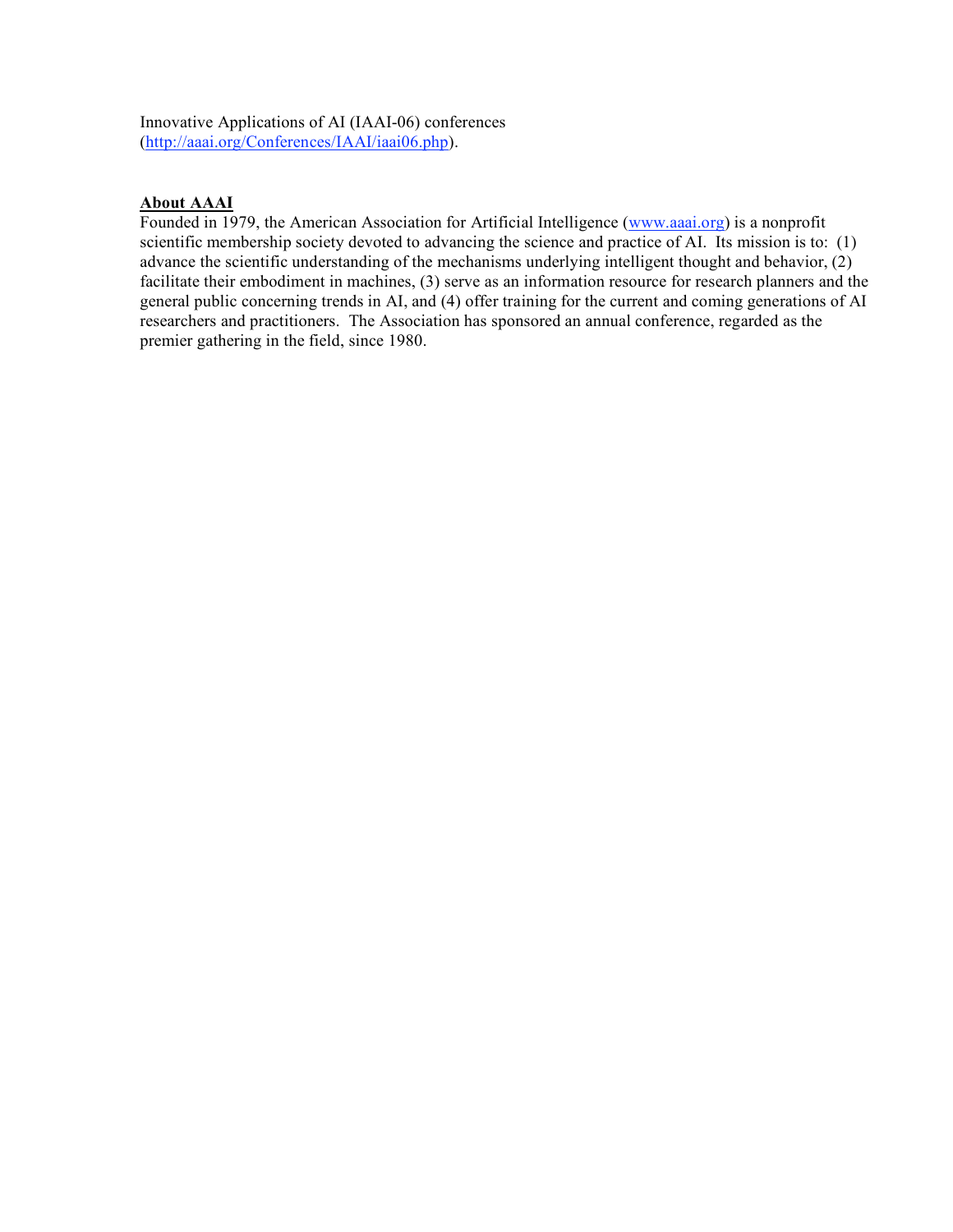Innovative Applications of AI (IAAI-06) conferences (http://aaai.org/Conferences/IAAI/iaai06.php).

**About AAAI**

Founded in 1979, the American Association for Artificial Intelligence (www.aaai.org) is a nonprofit scientific membership society devoted to advancing the science and practice of AI. Its mission is to: (1) advance the scientific understanding of the mechanisms underlying intelligent thought and behavior, (2) facilitate their embodiment in machines, (3) serve as an information resource for research planners and the general public concerning trends in AI, and (4) offer training for the current and coming generations of AI researchers and practitioners. The Association has sponsored an annual conference, regarded as the premier gathering in the field, since 1980.